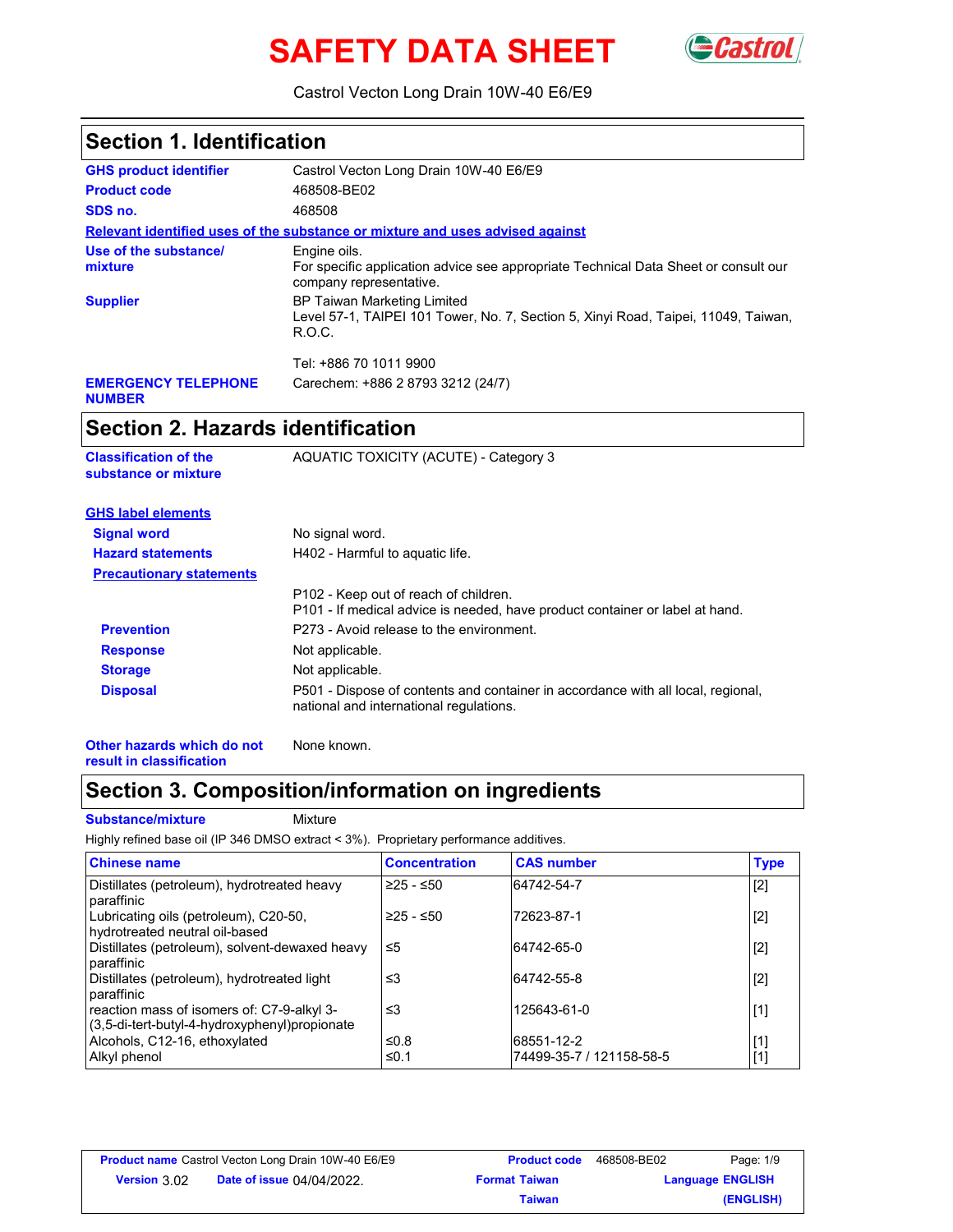# SAFETY DATA SHEET

Castrol Vecton Long Drain 10W-40 E6/E9

## Section 1. Identification

| | |
|---|---|
| **GHS product identifier** | Castrol Vecton Long Drain 10W-40 E6/E9 |
| **Product code** | 468508-BE02 |
| **SDS no.** | 468508 |

**Relevant identified uses of the substance or mixture and uses advised against**

| | |
|---|---|
| **Use of the substance/ mixture** | Engine oils. For specific application advice see appropriate Technical Data Sheet or consult our company representative. |
| **Supplier** | BP Taiwan Marketing Limited Level 57-1, TAIPEI 101 Tower, No. 7, Section 5, Xinyi Road, Taipei, 11049, Taiwan, R.O.C. Tel: +886 70 1011 9900 |
| **EMERGENCY TELEPHONE NUMBER** | Carechem: +886 2 8793 3212 (24/7) |

## Section 2. Hazards identification

**Classification of the substance or mixture**: AQUATIC TOXICITY (ACUTE) - Category 3

**GHS label elements**

**Signal word**: No signal word.

**Hazard statements**: H402 - Harmful to aquatic life.

**Precautionary statements**

P102 - Keep out of reach of children.
P101 - If medical advice is needed, have product container or label at hand.

**Prevention**: P273 - Avoid release to the environment.

**Response**: Not applicable.

**Storage**: Not applicable.

**Disposal**: P501 - Dispose of contents and container in accordance with all local, regional, national and international regulations.

**Other hazards which do not result in classification**: None known.

## Section 3. Composition/information on ingredients

**Substance/mixture**: Mixture

Highly refined base oil (IP 346 DMSO extract < 3%). Proprietary performance additives.

| Chinese name | Concentration | CAS number | Type |
|---|---|---|---|
| Distillates (petroleum), hydrotreated heavy paraffinic | ≥25 - ≤50 | 64742-54-7 | [2] |
| Lubricating oils (petroleum), C20-50, hydrotreated neutral oil-based | ≥25 - ≤50 | 72623-87-1 | [2] |
| Distillates (petroleum), solvent-dewaxed heavy paraffinic | ≤5 | 64742-65-0 | [2] |
| Distillates (petroleum), hydrotreated light paraffinic | ≤3 | 64742-55-8 | [2] |
| reaction mass of isomers of: C7-9-alkyl 3-(3,5-di-tert-butyl-4-hydroxyphenyl)propionate | ≤3 | 125643-61-0 | [1] |
| Alcohols, C12-16, ethoxylated | ≤0.8 | 68551-12-2 | [1] |
| Alkyl phenol | ≤0.1 | 74499-35-7 / 121158-58-5 | [1] |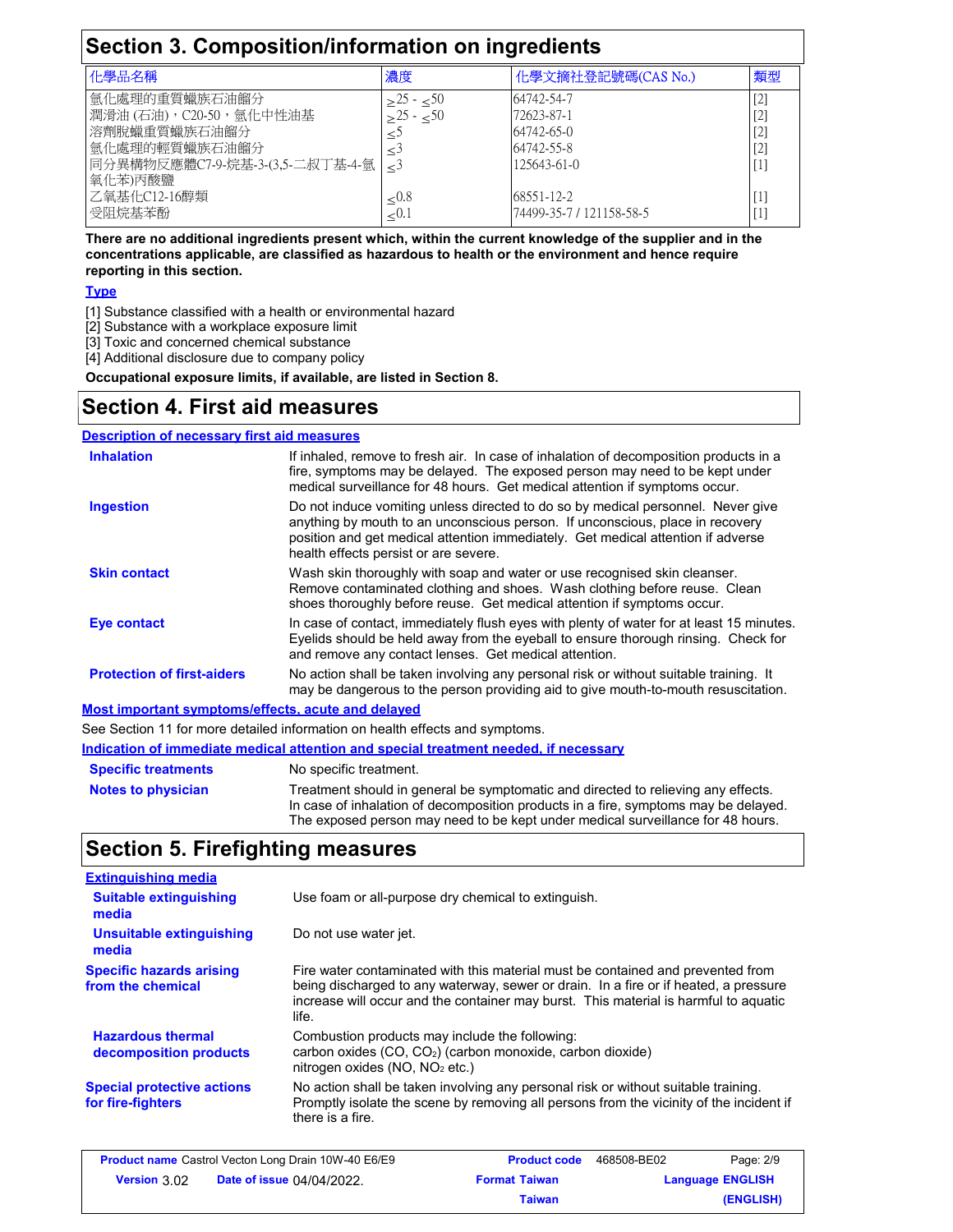## Section 3. Composition/information on ingredients

| 化學品名稱 | 濃度 | 化學文摘社登記號碼(CAS No.) | 類型 |
|---|---|---|---|
| 氫化處理的重質蠟族石油餾分 | ≥25 - ≤50 | 64742-54-7 | [2] |
| 潤滑油 (石油)，C20-50，氫化中性油基 | ≥25 - ≤50 | 72623-87-1 | [2] |
| 溶劑脫蠟重質蠟族石油餾分 | ≤5 | 64742-65-0 | [2] |
| 氫化處理的輕質蠟族石油餾分 | ≤3 | 64742-55-8 | [2] |
| 同分異構物反應體C7-9-烷基-3-(3,5-二叔丁基-4-氫氧化苯)丙酸鹽 | ≤3 | 125643-61-0 | [1] |
| 乙氧基化C12-16醇類 | ≤0.8 | 68551-12-2 | [1] |
| 受阻烷基苯酚 | ≤0.1 | 74499-35-7 / 121158-58-5 | [1] |

**There are no additional ingredients present which, within the current knowledge of the supplier and in the concentrations applicable, are classified as hazardous to health or the environment and hence require reporting in this section.**

**Type**

[1] Substance classified with a health or environmental hazard
[2] Substance with a workplace exposure limit
[3] Toxic and concerned chemical substance
[4] Additional disclosure due to company policy

**Occupational exposure limits, if available, are listed in Section 8.**

## Section 4. First aid measures

**Description of necessary first aid measures**

**Inhalation**: If inhaled, remove to fresh air. In case of inhalation of decomposition products in a fire, symptoms may be delayed. The exposed person may need to be kept under medical surveillance for 48 hours. Get medical attention if symptoms occur.

**Ingestion**: Do not induce vomiting unless directed to do so by medical personnel. Never give anything by mouth to an unconscious person. If unconscious, place in recovery position and get medical attention immediately. Get medical attention if adverse health effects persist or are severe.

**Skin contact**: Wash skin thoroughly with soap and water or use recognised skin cleanser. Remove contaminated clothing and shoes. Wash clothing before reuse. Clean shoes thoroughly before reuse. Get medical attention if symptoms occur.

**Eye contact**: In case of contact, immediately flush eyes with plenty of water for at least 15 minutes. Eyelids should be held away from the eyeball to ensure thorough rinsing. Check for and remove any contact lenses. Get medical attention.

**Protection of first-aiders**: No action shall be taken involving any personal risk or without suitable training. It may be dangerous to the person providing aid to give mouth-to-mouth resuscitation.

**Most important symptoms/effects, acute and delayed**

See Section 11 for more detailed information on health effects and symptoms.

**Indication of immediate medical attention and special treatment needed, if necessary**

**Specific treatments**: No specific treatment.

**Notes to physician**: Treatment should in general be symptomatic and directed to relieving any effects. In case of inhalation of decomposition products in a fire, symptoms may be delayed. The exposed person may need to be kept under medical surveillance for 48 hours.

## Section 5. Firefighting measures

**Extinguishing media**

**Suitable extinguishing media**: Use foam or all-purpose dry chemical to extinguish.

**Unsuitable extinguishing media**: Do not use water jet.

**Specific hazards arising from the chemical**: Fire water contaminated with this material must be contained and prevented from being discharged to any waterway, sewer or drain. In a fire or if heated, a pressure increase will occur and the container may burst. This material is harmful to aquatic life.

**Hazardous thermal decomposition products**: Combustion products may include the following:
carbon oxides ($CO$, $CO_2$) (carbon monoxide, carbon dioxide)
nitrogen oxides ($NO$, $NO_2$ etc.)

**Special protective actions for fire-fighters**: No action shall be taken involving any personal risk or without suitable training. Promptly isolate the scene by removing all persons from the vicinity of the incident if there is a fire.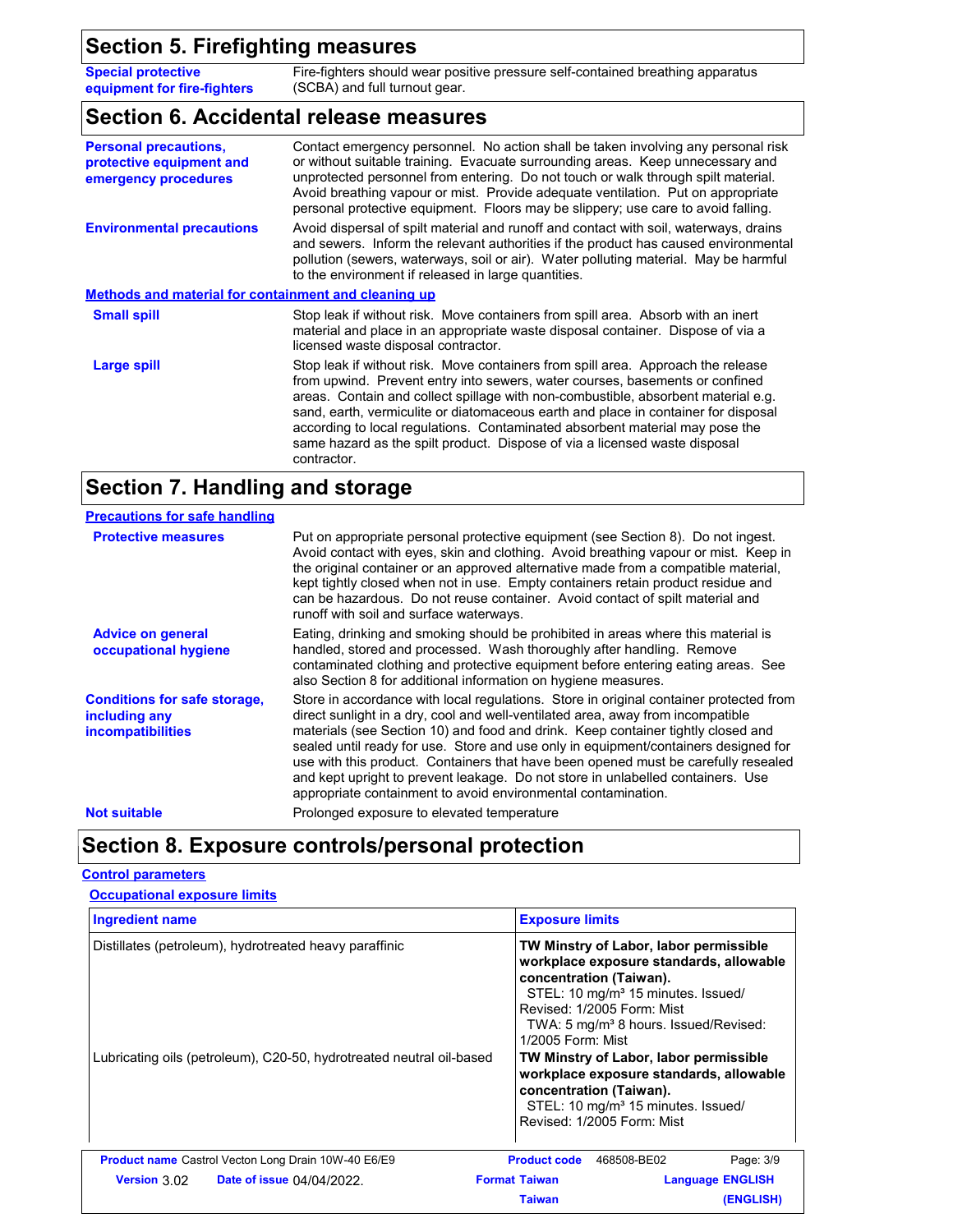## Section 5. Firefighting measures

**Special protective equipment for fire-fighters**: Fire-fighters should wear positive pressure self-contained breathing apparatus (SCBA) and full turnout gear.

## Section 6. Accidental release measures

**Personal precautions, protective equipment and emergency procedures**: Contact emergency personnel. No action shall be taken involving any personal risk or without suitable training. Evacuate surrounding areas. Keep unnecessary and unprotected personnel from entering. Do not touch or walk through spilt material. Avoid breathing vapour or mist. Provide adequate ventilation. Put on appropriate personal protective equipment. Floors may be slippery; use care to avoid falling.

**Environmental precautions**: Avoid dispersal of spilt material and runoff and contact with soil, waterways, drains and sewers. Inform the relevant authorities if the product has caused environmental pollution (sewers, waterways, soil or air). Water polluting material. May be harmful to the environment if released in large quantities.

### Methods and material for containment and cleaning up

**Small spill**: Stop leak if without risk. Move containers from spill area. Absorb with an inert material and place in an appropriate waste disposal container. Dispose of via a licensed waste disposal contractor.

**Large spill**: Stop leak if without risk. Move containers from spill area. Approach the release from upwind. Prevent entry into sewers, water courses, basements or confined areas. Contain and collect spillage with non-combustible, absorbent material e.g. sand, earth, vermiculite or diatomaceous earth and place in container for disposal according to local regulations. Contaminated absorbent material may pose the same hazard as the spilt product. Dispose of via a licensed waste disposal contractor.

## Section 7. Handling and storage

### Precautions for safe handling

**Protective measures**: Put on appropriate personal protective equipment (see Section 8). Do not ingest. Avoid contact with eyes, skin and clothing. Avoid breathing vapour or mist. Keep in the original container or an approved alternative made from a compatible material, kept tightly closed when not in use. Empty containers retain product residue and can be hazardous. Do not reuse container. Avoid contact of spilt material and runoff with soil and surface waterways.

**Advice on general occupational hygiene**: Eating, drinking and smoking should be prohibited in areas where this material is handled, stored and processed. Wash thoroughly after handling. Remove contaminated clothing and protective equipment before entering eating areas. See also Section 8 for additional information on hygiene measures.

**Conditions for safe storage, including any incompatibilities**: Store in accordance with local regulations. Store in original container protected from direct sunlight in a dry, cool and well-ventilated area, away from incompatible materials (see Section 10) and food and drink. Keep container tightly closed and sealed until ready for use. Store and use only in equipment/containers designed for use with this product. Containers that have been opened must be carefully resealed and kept upright to prevent leakage. Do not store in unlabelled containers. Use appropriate containment to avoid environmental contamination.

**Not suitable**: Prolonged exposure to elevated temperature

## Section 8. Exposure controls/personal protection

### Control parameters

#### Occupational exposure limits

| Ingredient name | Exposure limits |
|---|---|
| Distillates (petroleum), hydrotreated heavy paraffinic | **TW Minstry of Labor, labor permissible workplace exposure standards, allowable concentration (Taiwan).** STEL: 10 mg/m³ 15 minutes. Issued/Revised: 1/2005 Form: Mist TWA: 5 mg/m³ 8 hours. Issued/Revised: 1/2005 Form: Mist |
| Lubricating oils (petroleum), C20-50, hydrotreated neutral oil-based | **TW Minstry of Labor, labor permissible workplace exposure standards, allowable concentration (Taiwan).** STEL: 10 mg/m³ 15 minutes. Issued/Revised: 1/2005 Form: Mist |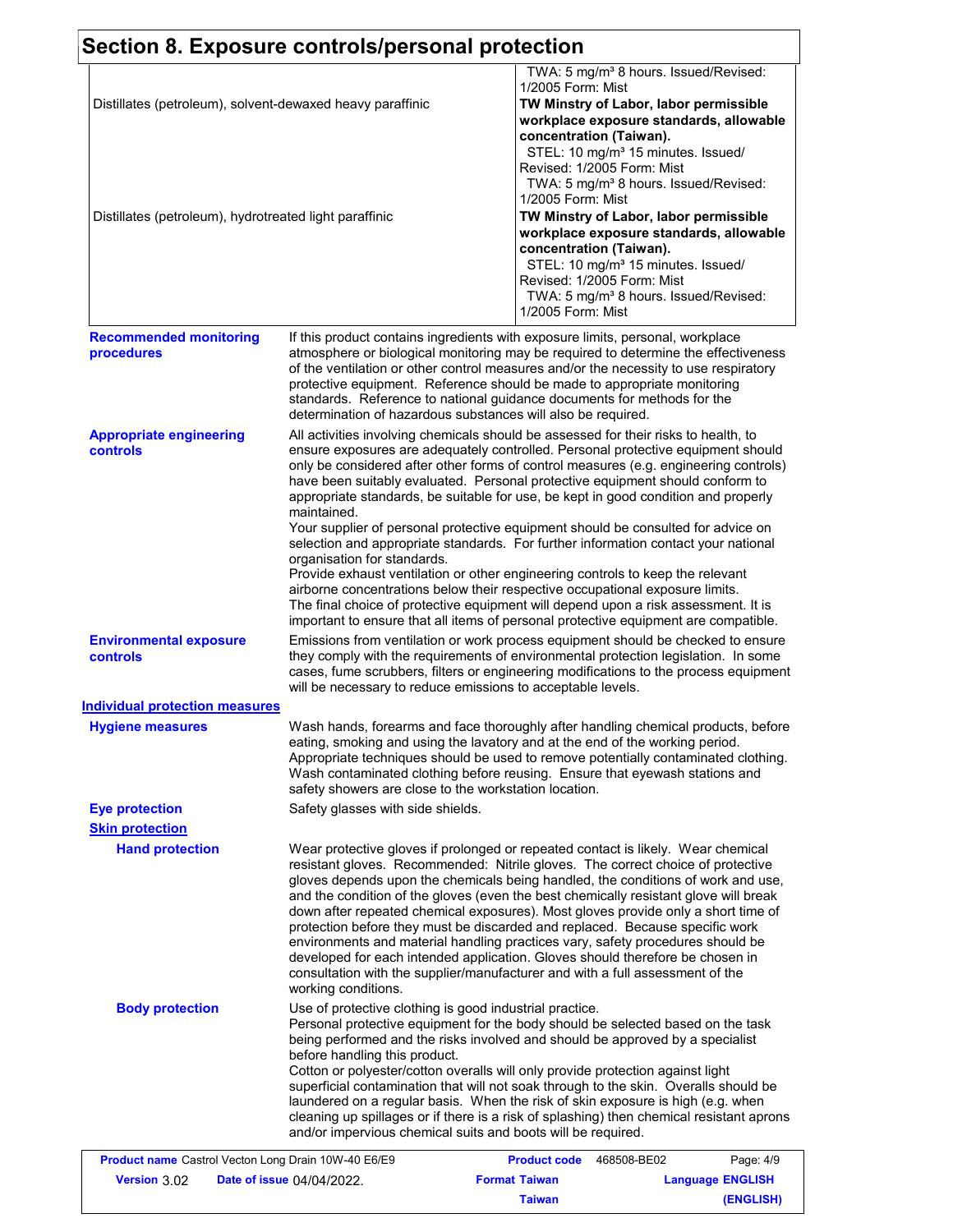## Section 8. Exposure controls/personal protection

| | |
|---|---|
| | TWA: 5 mg/m³ 8 hours. Issued/Revised: 1/2005 Form: Mist |
| Distillates (petroleum), solvent-dewaxed heavy paraffinic | **TW Minstry of Labor, labor permissible workplace exposure standards, allowable concentration (Taiwan).**<br>STEL: 10 mg/m³ 15 minutes. Issued/ Revised: 1/2005 Form: Mist<br>TWA: 5 mg/m³ 8 hours. Issued/Revised: 1/2005 Form: Mist |
| Distillates (petroleum), hydrotreated light paraffinic | **TW Minstry of Labor, labor permissible workplace exposure standards, allowable concentration (Taiwan).**<br>STEL: 10 mg/m³ 15 minutes. Issued/ Revised: 1/2005 Form: Mist<br>TWA: 5 mg/m³ 8 hours. Issued/Revised: 1/2005 Form: Mist |

**Recommended monitoring procedures**

If this product contains ingredients with exposure limits, personal, workplace atmosphere or biological monitoring may be required to determine the effectiveness of the ventilation or other control measures and/or the necessity to use respiratory protective equipment. Reference should be made to appropriate monitoring standards. Reference to national guidance documents for methods for the determination of hazardous substances will also be required.

**Appropriate engineering controls**

All activities involving chemicals should be assessed for their risks to health, to ensure exposures are adequately controlled. Personal protective equipment should only be considered after other forms of control measures (e.g. engineering controls) have been suitably evaluated. Personal protective equipment should conform to appropriate standards, be suitable for use, be kept in good condition and properly maintained.
Your supplier of personal protective equipment should be consulted for advice on selection and appropriate standards. For further information contact your national organisation for standards.
Provide exhaust ventilation or other engineering controls to keep the relevant airborne concentrations below their respective occupational exposure limits.
The final choice of protective equipment will depend upon a risk assessment. It is important to ensure that all items of personal protective equipment are compatible.

**Environmental exposure controls**

Emissions from ventilation or work process equipment should be checked to ensure they comply with the requirements of environmental protection legislation. In some cases, fume scrubbers, filters or engineering modifications to the process equipment will be necessary to reduce emissions to acceptable levels.

### Individual protection measures

**Hygiene measures**

Wash hands, forearms and face thoroughly after handling chemical products, before eating, smoking and using the lavatory and at the end of the working period. Appropriate techniques should be used to remove potentially contaminated clothing. Wash contaminated clothing before reusing. Ensure that eyewash stations and safety showers are close to the workstation location.

**Eye protection**

Safety glasses with side shields.

**Skin protection**

**Hand protection**

Wear protective gloves if prolonged or repeated contact is likely. Wear chemical resistant gloves. Recommended: Nitrile gloves. The correct choice of protective gloves depends upon the chemicals being handled, the conditions of work and use, and the condition of the gloves (even the best chemically resistant glove will break down after repeated chemical exposures). Most gloves provide only a short time of protection before they must be discarded and replaced. Because specific work environments and material handling practices vary, safety procedures should be developed for each intended application. Gloves should therefore be chosen in consultation with the supplier/manufacturer and with a full assessment of the working conditions.

**Body protection**

Use of protective clothing is good industrial practice.
Personal protective equipment for the body should be selected based on the task being performed and the risks involved and should be approved by a specialist before handling this product.
Cotton or polyester/cotton overalls will only provide protection against light superficial contamination that will not soak through to the skin. Overalls should be laundered on a regular basis. When the risk of skin exposure is high (e.g. when cleaning up spillages or if there is a risk of splashing) then chemical resistant aprons and/or impervious chemical suits and boots will be required.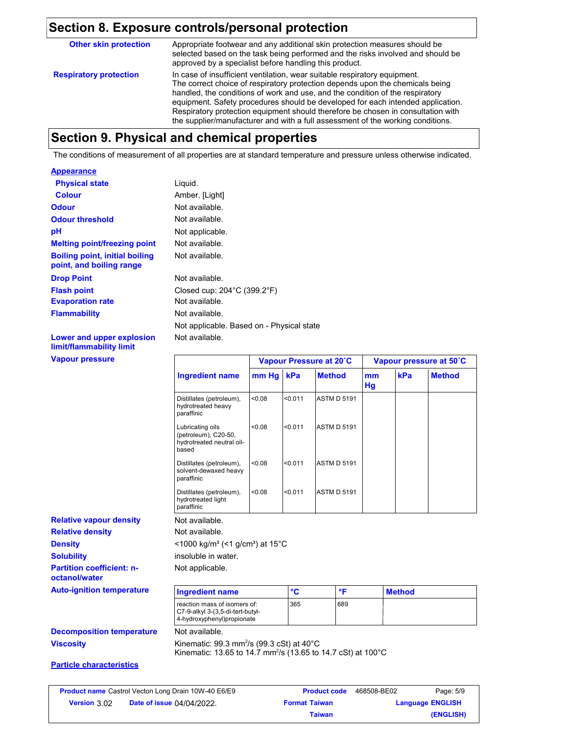## Section 8. Exposure controls/personal protection

**Other skin protection**

Appropriate footwear and any additional skin protection measures should be selected based on the task being performed and the risks involved and should be approved by a specialist before handling this product.

**Respiratory protection**

In case of insufficient ventilation, wear suitable respiratory equipment. The correct choice of respiratory protection depends upon the chemicals being handled, the conditions of work and use, and the condition of the respiratory equipment. Safety procedures should be developed for each intended application. Respiratory protection equipment should therefore be chosen in consultation with the supplier/manufacturer and with a full assessment of the working conditions.

## Section 9. Physical and chemical properties

The conditions of measurement of all properties are at standard temperature and pressure unless otherwise indicated.

**Appearance**

**Physical state**: Liquid.

**Colour**: Amber. [Light]

**Odour**: Not available.

**Odour threshold**: Not available.

**pH**: Not applicable.

**Melting point/freezing point**: Not available.

**Boiling point, initial boiling point, and boiling range**: Not available.

**Drop Point**: Not available.

**Flash point**: Closed cup: 204°C (399.2°F)

**Evaporation rate**: Not available.

**Flammability**: Not available.

Not applicable. Based on - Physical state

**Lower and upper explosion limit/flammability limit**: Not available.

**Vapour pressure**

| Ingredient name | Vapour Pressure at 20˚C | | | Vapour pressure at 50˚C | | |
|---|---|---|---|---|---|---|
| | mm Hg | kPa | Method | mm Hg | kPa | Method |
| Distillates (petroleum), hydrotreated heavy paraffinic | <0.08 | <0.011 | ASTM D 5191 | | | |
| Lubricating oils (petroleum), C20-50, hydrotreated neutral oil-based | <0.08 | <0.011 | ASTM D 5191 | | | |
| Distillates (petroleum), solvent-dewaxed heavy paraffinic | <0.08 | <0.011 | ASTM D 5191 | | | |
| Distillates (petroleum), hydrotreated light paraffinic | <0.08 | <0.011 | ASTM D 5191 | | | |

**Relative vapour density**: Not available.

**Relative density**: Not available.

**Density**: <1000 kg/m³ (<1 g/cm³) at 15°C

**Solubility**: insoluble in water.

**Partition coefficient: n-octanol/water**: Not applicable.

**Auto-ignition temperature**

| Ingredient name | °C | °F | Method |
|---|---|---|---|
| reaction mass of isomers of: C7-9-alkyl 3-(3,5-di-tert-butyl-4-hydroxyphenyl)propionate | 365 | 689 | |

**Decomposition temperature**: Not available.

**Viscosity**: Kinematic: 99.3 mm$^2$/s (99.3 cSt) at 40°C
Kinematic: 13.65 to 14.7 mm$^2$/s (13.65 to 14.7 cSt) at 100°C

**Particle characteristics**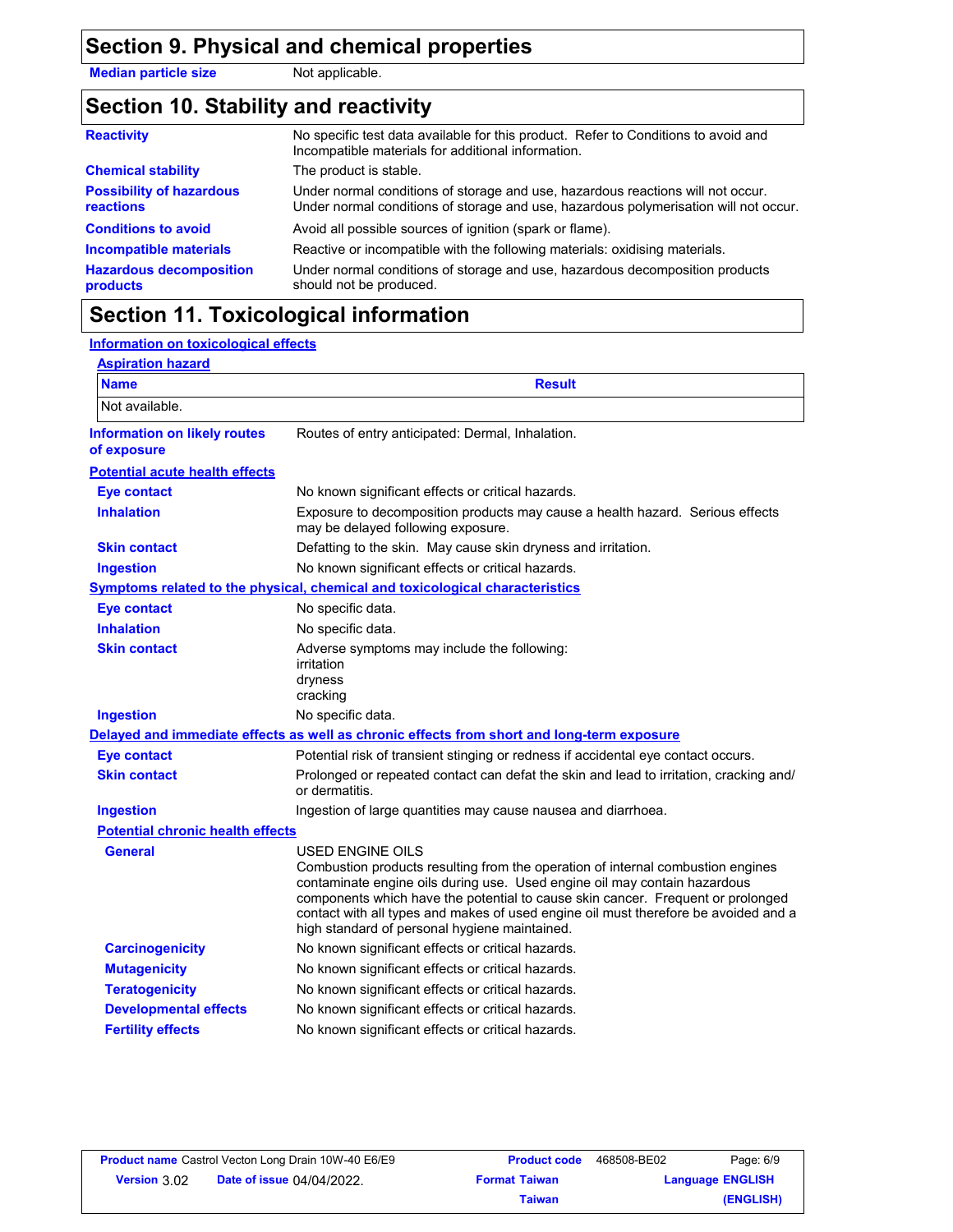## Section 9. Physical and chemical properties

**Median particle size** Not applicable.

## Section 10. Stability and reactivity

**Reactivity**: No specific test data available for this product. Refer to Conditions to avoid and Incompatible materials for additional information.

**Chemical stability**: The product is stable.

**Possibility of hazardous reactions**: Under normal conditions of storage and use, hazardous reactions will not occur. Under normal conditions of storage and use, hazardous polymerisation will not occur.

**Conditions to avoid**: Avoid all possible sources of ignition (spark or flame).

**Incompatible materials**: Reactive or incompatible with the following materials: oxidising materials.

**Hazardous decomposition products**: Under normal conditions of storage and use, hazardous decomposition products should not be produced.

## Section 11. Toxicological information

### Information on toxicological effects

**Aspiration hazard**

| Name | Result |
| --- | --- |
| Not available. | |

**Information on likely routes of exposure**: Routes of entry anticipated: Dermal, Inhalation.

**Potential acute health effects**

**Eye contact**: No known significant effects or critical hazards.

**Inhalation**: Exposure to decomposition products may cause a health hazard. Serious effects may be delayed following exposure.

**Skin contact**: Defatting to the skin. May cause skin dryness and irritation.

**Ingestion**: No known significant effects or critical hazards.

**Symptoms related to the physical, chemical and toxicological characteristics**

**Eye contact**: No specific data.

**Inhalation**: No specific data.

**Skin contact**: Adverse symptoms may include the following:
irritation
dryness
cracking

**Ingestion**: No specific data.

**Delayed and immediate effects as well as chronic effects from short and long-term exposure**

**Eye contact**: Potential risk of transient stinging or redness if accidental eye contact occurs.

**Skin contact**: Prolonged or repeated contact can defat the skin and lead to irritation, cracking and/or dermatitis.

**Ingestion**: Ingestion of large quantities may cause nausea and diarrhoea.

**Potential chronic health effects**

**General**: USED ENGINE OILS
Combustion products resulting from the operation of internal combustion engines contaminate engine oils during use. Used engine oil may contain hazardous components which have the potential to cause skin cancer. Frequent or prolonged contact with all types and makes of used engine oil must therefore be avoided and a high standard of personal hygiene maintained.

**Carcinogenicity**: No known significant effects or critical hazards.

**Mutagenicity**: No known significant effects or critical hazards.

**Teratogenicity**: No known significant effects or critical hazards.

**Developmental effects**: No known significant effects or critical hazards.

**Fertility effects**: No known significant effects or critical hazards.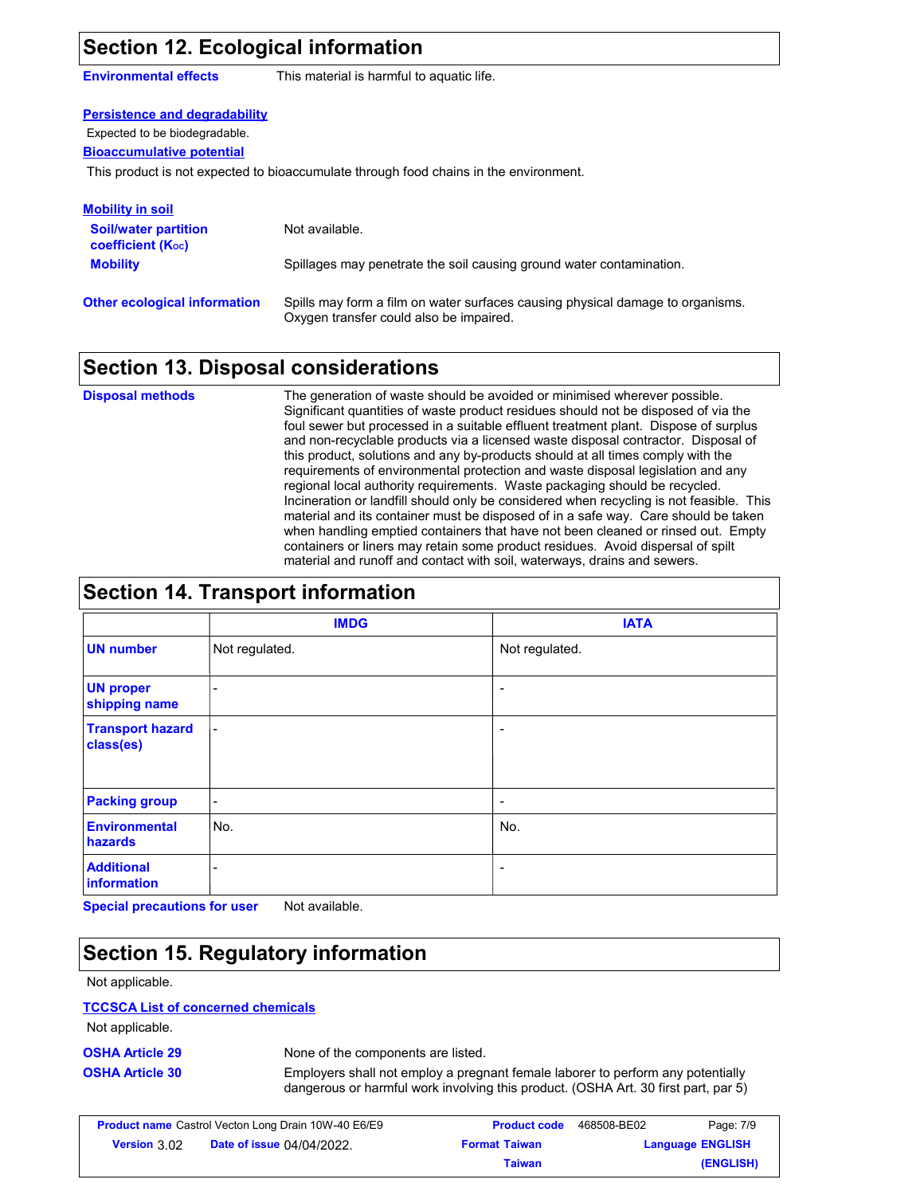## Section 12. Ecological information

**Environmental effects** This material is harmful to aquatic life.

**Persistence and degradability**

Expected to be biodegradable.

**Bioaccumulative potential**

This product is not expected to bioaccumulate through food chains in the environment.

**Mobility in soil**

**Soil/water partition coefficient ($K_{OC}$)** Not available.

**Mobility** Spillages may penetrate the soil causing ground water contamination.

**Other ecological information** Spills may form a film on water surfaces causing physical damage to organisms. Oxygen transfer could also be impaired.

## Section 13. Disposal considerations

**Disposal methods** The generation of waste should be avoided or minimised wherever possible. Significant quantities of waste product residues should not be disposed of via the foul sewer but processed in a suitable effluent treatment plant. Dispose of surplus and non-recyclable products via a licensed waste disposal contractor. Disposal of this product, solutions and any by-products should at all times comply with the requirements of environmental protection and waste disposal legislation and any regional local authority requirements. Waste packaging should be recycled. Incineration or landfill should only be considered when recycling is not feasible. This material and its container must be disposed of in a safe way. Care should be taken when handling emptied containers that have not been cleaned or rinsed out. Empty containers or liners may retain some product residues. Avoid dispersal of spilt material and runoff and contact with soil, waterways, drains and sewers.

## Section 14. Transport information

| | IMDG | IATA |
|---|---|---|
| **UN number** | Not regulated. | Not regulated. |
| **UN proper shipping name** | - | - |
| **Transport hazard class(es)** | - | - |
| **Packing group** | - | - |
| **Environmental hazards** | No. | No. |
| **Additional information** | - | - |

**Special precautions for user** Not available.

## Section 15. Regulatory information

Not applicable.

**TCCSCA List of concerned chemicals**

Not applicable.

**OSHA Article 29** None of the components are listed.

**OSHA Article 30** Employers shall not employ a pregnant female laborer to perform any potentially dangerous or harmful work involving this product. (OSHA Art. 30 first part, par 5)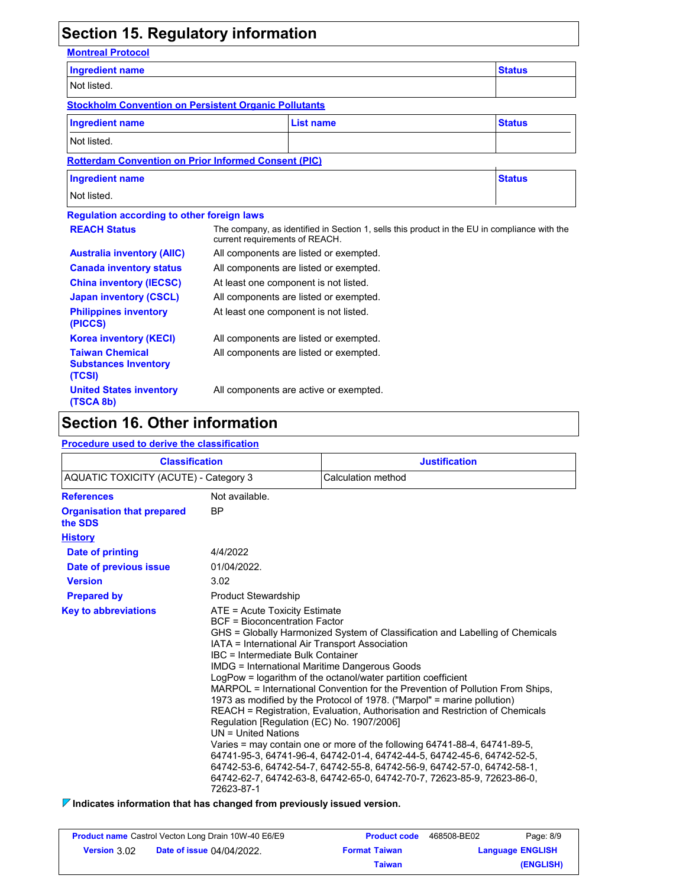## Section 15. Regulatory information

**Montreal Protocol**

| Ingredient name | Status |
| --- | --- |
| Not listed. | |

**Stockholm Convention on Persistent Organic Pollutants**

| Ingredient name | List name | Status |
| --- | --- | --- |
| Not listed. | | |

**Rotterdam Convention on Prior Informed Consent (PIC)**

| Ingredient name | Status |
| --- | --- |
| Not listed. | |

**Regulation according to other foreign laws**

| | |
| --- | --- |
| **REACH Status** | The company, as identified in Section 1, sells this product in the EU in compliance with the current requirements of REACH. |
| **Australia inventory (AIIC)** | All components are listed or exempted. |
| **Canada inventory status** | All components are listed or exempted. |
| **China inventory (IECSC)** | At least one component is not listed. |
| **Japan inventory (CSCL)** | All components are listed or exempted. |
| **Philippines inventory (PICCS)** | At least one component is not listed. |
| **Korea inventory (KECI)** | All components are listed or exempted. |
| **Taiwan Chemical Substances Inventory (TCSI)** | All components are listed or exempted. |
| **United States inventory (TSCA 8b)** | All components are active or exempted. |

## Section 16. Other information

**Procedure used to derive the classification**

| Classification | Justification |
| --- | --- |
| AQUATIC TOXICITY (ACUTE) - Category 3 | Calculation method |

**References**: Not available.

**Organisation that prepared the SDS**: BP

**History**

- **Date of printing**: 4/4/2022
- **Date of previous issue**: 01/04/2022.
- **Version**: 3.02
- **Prepared by**: Product Stewardship

**Key to abbreviations**:

ATE = Acute Toxicity Estimate
BCF = Bioconcentration Factor
GHS = Globally Harmonized System of Classification and Labelling of Chemicals
IATA = International Air Transport Association
IBC = Intermediate Bulk Container
IMDG = International Maritime Dangerous Goods
LogPow = logarithm of the octanol/water partition coefficient
MARPOL = International Convention for the Prevention of Pollution From Ships, 1973 as modified by the Protocol of 1978. ("Marpol" = marine pollution)
REACH = Registration, Evaluation, Authorisation and Restriction of Chemicals Regulation [Regulation (EC) No. 1907/2006]
UN = United Nations
Varies = may contain one or more of the following 64741-88-4, 64741-89-5, 64741-95-3, 64741-96-4, 64742-01-4, 64742-44-5, 64742-45-6, 64742-52-5, 64742-53-6, 64742-54-7, 64742-55-8, 64742-56-9, 64742-57-0, 64742-58-1, 64742-62-7, 64742-63-8, 64742-65-0, 64742-70-7, 72623-85-9, 72623-86-0, 72623-87-1

**Indicates information that has changed from previously issued version.**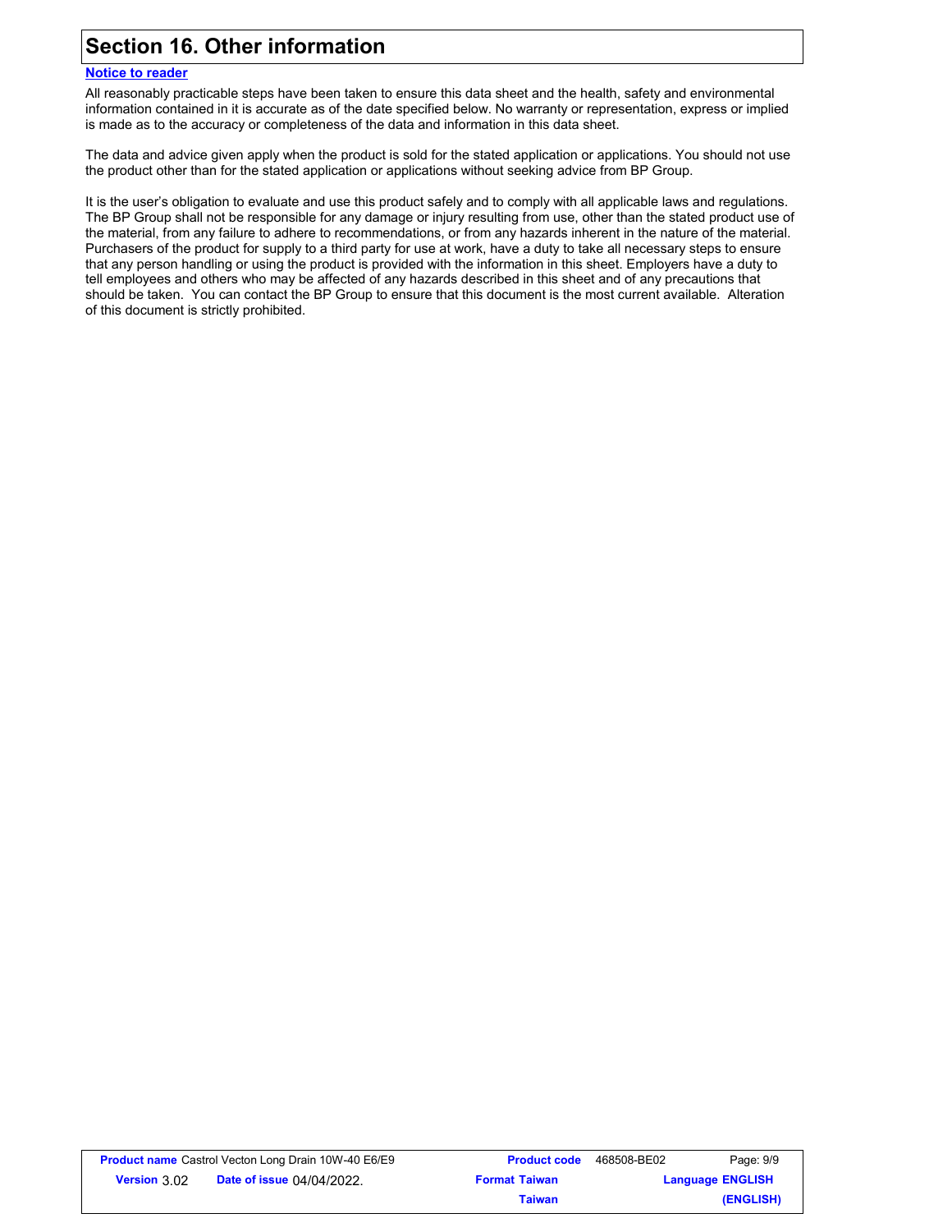# Section 16. Other information

**Notice to reader**

All reasonably practicable steps have been taken to ensure this data sheet and the health, safety and environmental information contained in it is accurate as of the date specified below. No warranty or representation, express or implied is made as to the accuracy or completeness of the data and information in this data sheet.

The data and advice given apply when the product is sold for the stated application or applications. You should not use the product other than for the stated application or applications without seeking advice from BP Group.

It is the user's obligation to evaluate and use this product safely and to comply with all applicable laws and regulations. The BP Group shall not be responsible for any damage or injury resulting from use, other than the stated product use of the material, from any failure to adhere to recommendations, or from any hazards inherent in the nature of the material. Purchasers of the product for supply to a third party for use at work, have a duty to take all necessary steps to ensure that any person handling or using the product is provided with the information in this sheet. Employers have a duty to tell employees and others who may be affected of any hazards described in this sheet and of any precautions that should be taken. You can contact the BP Group to ensure that this document is the most current available. Alteration of this document is strictly prohibited.